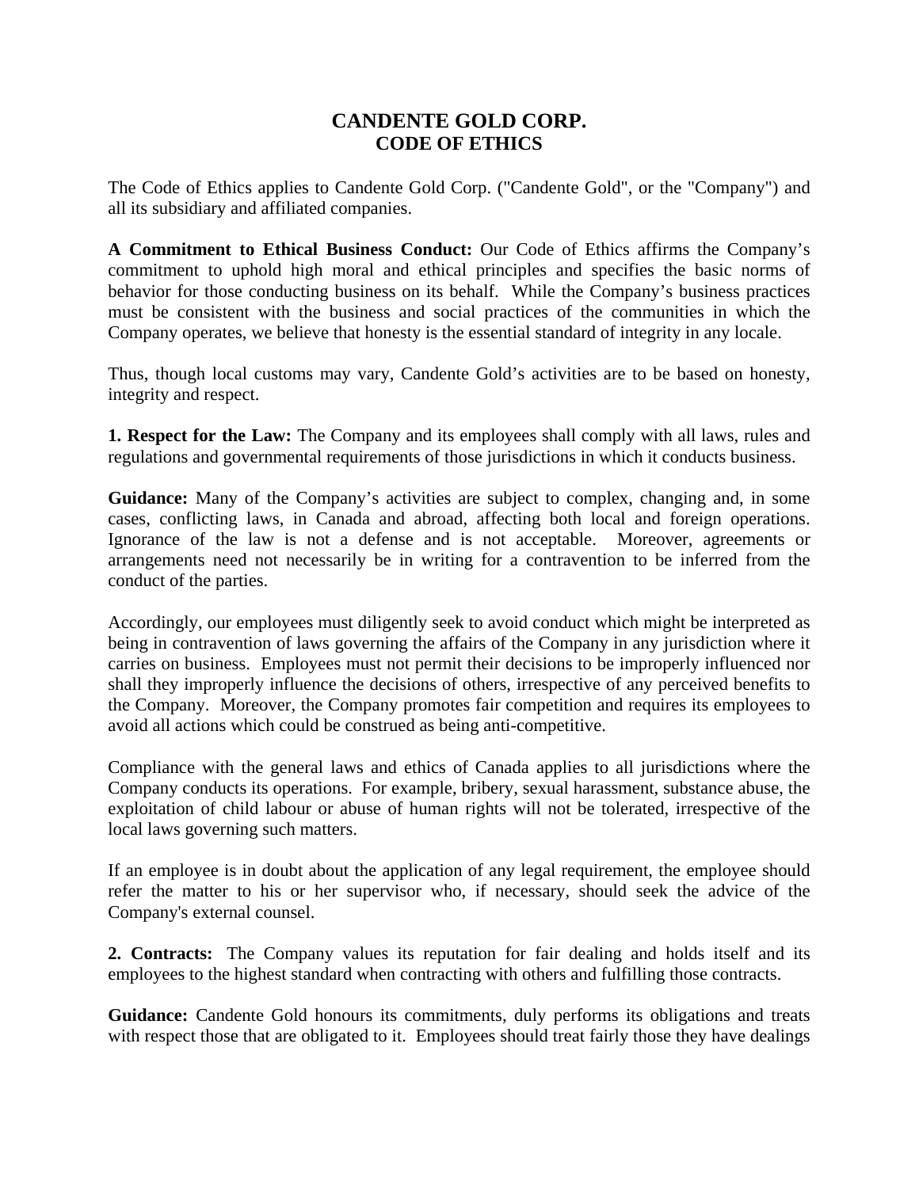# CANDENTE GOLD CORP.
# CODE OF ETHICS

The Code of Ethics applies to Candente Gold Corp. ("Candente Gold", or the "Company") and all its subsidiary and affiliated companies.

**A Commitment to Ethical Business Conduct:** Our Code of Ethics affirms the Company's commitment to uphold high moral and ethical principles and specifies the basic norms of behavior for those conducting business on its behalf. While the Company's business practices must be consistent with the business and social practices of the communities in which the Company operates, we believe that honesty is the essential standard of integrity in any locale.

Thus, though local customs may vary, Candente Gold's activities are to be based on honesty, integrity and respect.

**1. Respect for the Law:** The Company and its employees shall comply with all laws, rules and regulations and governmental requirements of those jurisdictions in which it conducts business.

**Guidance:** Many of the Company's activities are subject to complex, changing and, in some cases, conflicting laws, in Canada and abroad, affecting both local and foreign operations. Ignorance of the law is not a defense and is not acceptable. Moreover, agreements or arrangements need not necessarily be in writing for a contravention to be inferred from the conduct of the parties.

Accordingly, our employees must diligently seek to avoid conduct which might be interpreted as being in contravention of laws governing the affairs of the Company in any jurisdiction where it carries on business. Employees must not permit their decisions to be improperly influenced nor shall they improperly influence the decisions of others, irrespective of any perceived benefits to the Company. Moreover, the Company promotes fair competition and requires its employees to avoid all actions which could be construed as being anti-competitive.

Compliance with the general laws and ethics of Canada applies to all jurisdictions where the Company conducts its operations. For example, bribery, sexual harassment, substance abuse, the exploitation of child labour or abuse of human rights will not be tolerated, irrespective of the local laws governing such matters.

If an employee is in doubt about the application of any legal requirement, the employee should refer the matter to his or her supervisor who, if necessary, should seek the advice of the Company's external counsel.

**2. Contracts:** The Company values its reputation for fair dealing and holds itself and its employees to the highest standard when contracting with others and fulfilling those contracts.

**Guidance:** Candente Gold honours its commitments, duly performs its obligations and treats with respect those that are obligated to it. Employees should treat fairly those they have dealings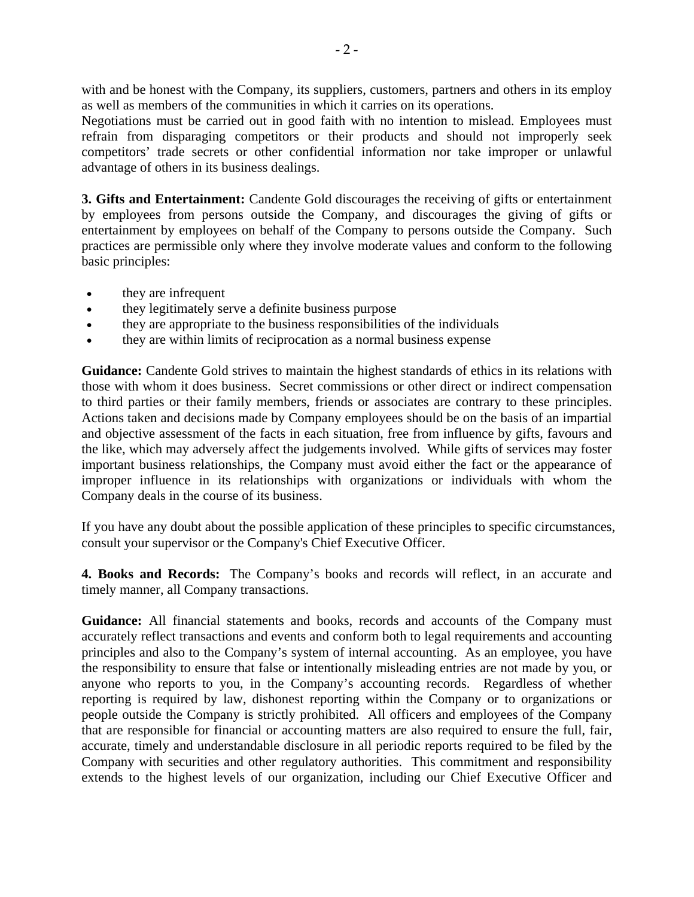with and be honest with the Company, its suppliers, customers, partners and others in its employ as well as members of the communities in which it carries on its operations.
Negotiations must be carried out in good faith with no intention to mislead. Employees must refrain from disparaging competitors or their products and should not improperly seek competitors' trade secrets or other confidential information nor take improper or unlawful advantage of others in its business dealings.

**3. Gifts and Entertainment:** Candente Gold discourages the receiving of gifts or entertainment by employees from persons outside the Company, and discourages the giving of gifts or entertainment by employees on behalf of the Company to persons outside the Company. Such practices are permissible only where they involve moderate values and conform to the following basic principles:

- they are infrequent
- they legitimately serve a definite business purpose
- they are appropriate to the business responsibilities of the individuals
- they are within limits of reciprocation as a normal business expense

**Guidance:** Candente Gold strives to maintain the highest standards of ethics in its relations with those with whom it does business. Secret commissions or other direct or indirect compensation to third parties or their family members, friends or associates are contrary to these principles. Actions taken and decisions made by Company employees should be on the basis of an impartial and objective assessment of the facts in each situation, free from influence by gifts, favours and the like, which may adversely affect the judgements involved. While gifts of services may foster important business relationships, the Company must avoid either the fact or the appearance of improper influence in its relationships with organizations or individuals with whom the Company deals in the course of its business.

If you have any doubt about the possible application of these principles to specific circumstances, consult your supervisor or the Company's Chief Executive Officer.

**4. Books and Records:** The Company's books and records will reflect, in an accurate and timely manner, all Company transactions.

**Guidance:** All financial statements and books, records and accounts of the Company must accurately reflect transactions and events and conform both to legal requirements and accounting principles and also to the Company's system of internal accounting. As an employee, you have the responsibility to ensure that false or intentionally misleading entries are not made by you, or anyone who reports to you, in the Company's accounting records. Regardless of whether reporting is required by law, dishonest reporting within the Company or to organizations or people outside the Company is strictly prohibited. All officers and employees of the Company that are responsible for financial or accounting matters are also required to ensure the full, fair, accurate, timely and understandable disclosure in all periodic reports required to be filed by the Company with securities and other regulatory authorities. This commitment and responsibility extends to the highest levels of our organization, including our Chief Executive Officer and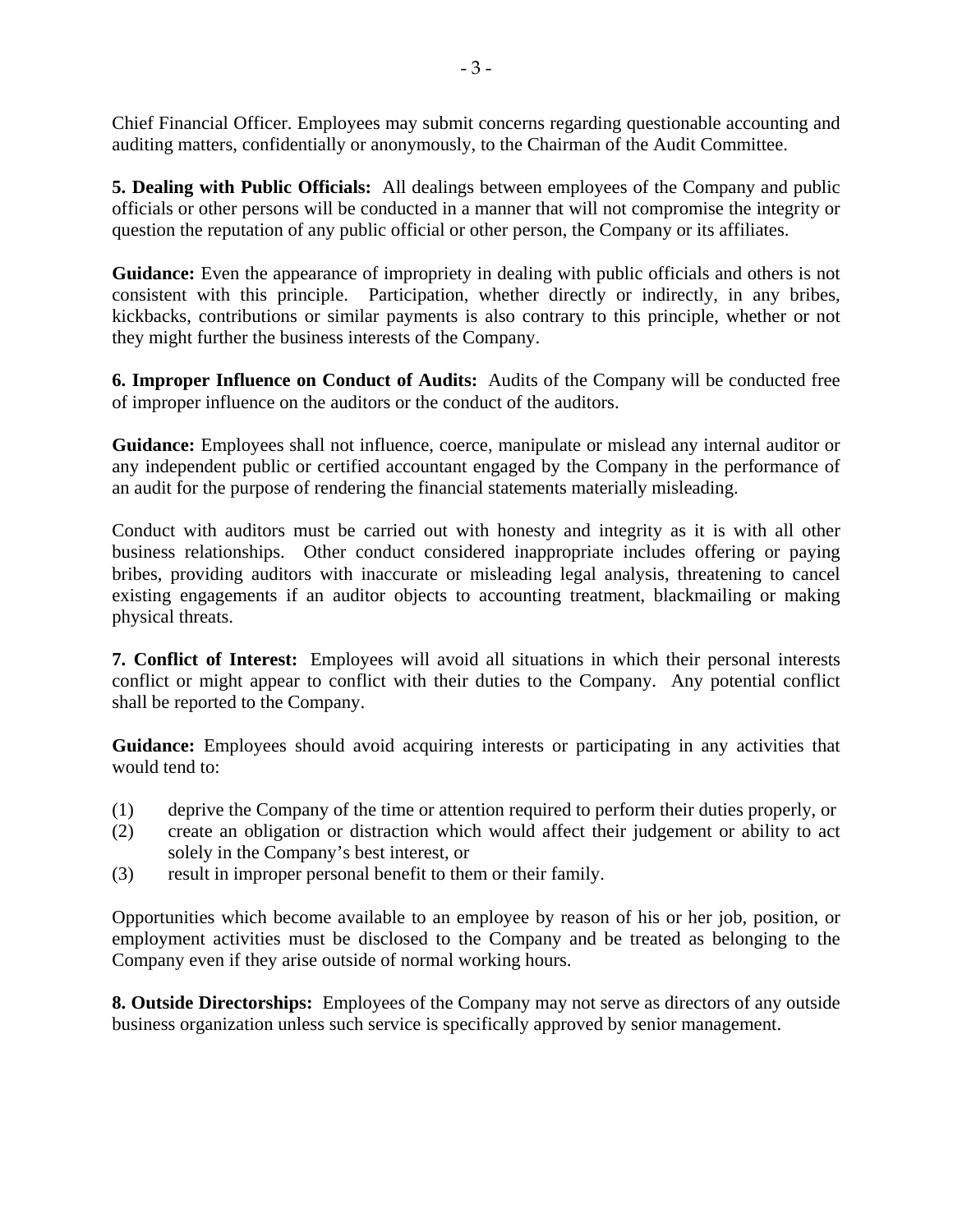Chief Financial Officer. Employees may submit concerns regarding questionable accounting and auditing matters, confidentially or anonymously, to the Chairman of the Audit Committee.

**5. Dealing with Public Officials:** All dealings between employees of the Company and public officials or other persons will be conducted in a manner that will not compromise the integrity or question the reputation of any public official or other person, the Company or its affiliates.

**Guidance:** Even the appearance of impropriety in dealing with public officials and others is not consistent with this principle. Participation, whether directly or indirectly, in any bribes, kickbacks, contributions or similar payments is also contrary to this principle, whether or not they might further the business interests of the Company.

**6. Improper Influence on Conduct of Audits:** Audits of the Company will be conducted free of improper influence on the auditors or the conduct of the auditors.

**Guidance:** Employees shall not influence, coerce, manipulate or mislead any internal auditor or any independent public or certified accountant engaged by the Company in the performance of an audit for the purpose of rendering the financial statements materially misleading.

Conduct with auditors must be carried out with honesty and integrity as it is with all other business relationships. Other conduct considered inappropriate includes offering or paying bribes, providing auditors with inaccurate or misleading legal analysis, threatening to cancel existing engagements if an auditor objects to accounting treatment, blackmailing or making physical threats.

**7. Conflict of Interest:** Employees will avoid all situations in which their personal interests conflict or might appear to conflict with their duties to the Company. Any potential conflict shall be reported to the Company.

**Guidance:** Employees should avoid acquiring interests or participating in any activities that would tend to:

(1) deprive the Company of the time or attention required to perform their duties properly, or
(2) create an obligation or distraction which would affect their judgement or ability to act solely in the Company's best interest, or
(3) result in improper personal benefit to them or their family.

Opportunities which become available to an employee by reason of his or her job, position, or employment activities must be disclosed to the Company and be treated as belonging to the Company even if they arise outside of normal working hours.

**8. Outside Directorships:** Employees of the Company may not serve as directors of any outside business organization unless such service is specifically approved by senior management.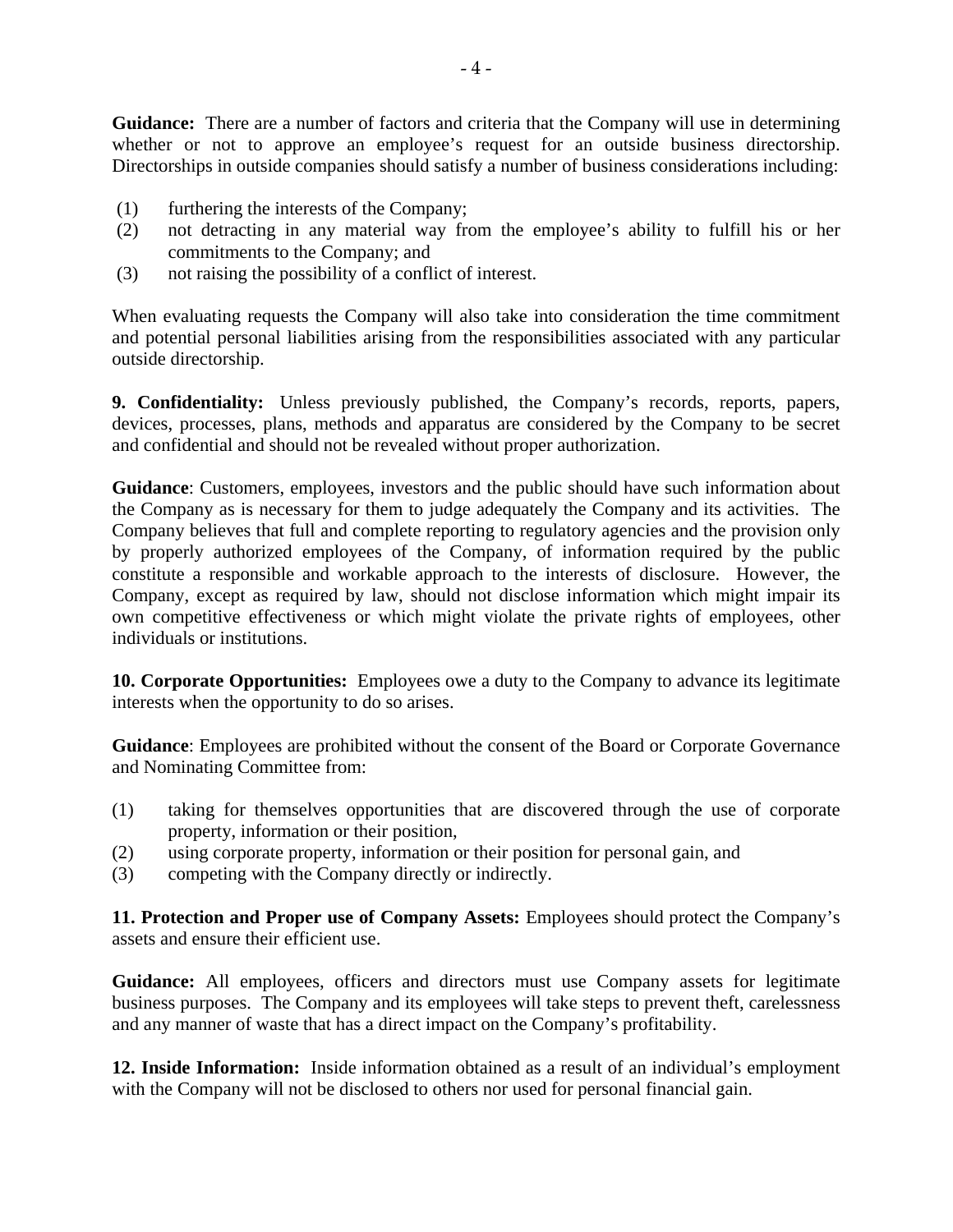**Guidance:** There are a number of factors and criteria that the Company will use in determining whether or not to approve an employee's request for an outside business directorship. Directorships in outside companies should satisfy a number of business considerations including:

(1) furthering the interests of the Company;
(2) not detracting in any material way from the employee's ability to fulfill his or her commitments to the Company; and
(3) not raising the possibility of a conflict of interest.

When evaluating requests the Company will also take into consideration the time commitment and potential personal liabilities arising from the responsibilities associated with any particular outside directorship.

**9. Confidentiality:** Unless previously published, the Company's records, reports, papers, devices, processes, plans, methods and apparatus are considered by the Company to be secret and confidential and should not be revealed without proper authorization.

**Guidance**: Customers, employees, investors and the public should have such information about the Company as is necessary for them to judge adequately the Company and its activities. The Company believes that full and complete reporting to regulatory agencies and the provision only by properly authorized employees of the Company, of information required by the public constitute a responsible and workable approach to the interests of disclosure. However, the Company, except as required by law, should not disclose information which might impair its own competitive effectiveness or which might violate the private rights of employees, other individuals or institutions.

**10. Corporate Opportunities:** Employees owe a duty to the Company to advance its legitimate interests when the opportunity to do so arises.

**Guidance**: Employees are prohibited without the consent of the Board or Corporate Governance and Nominating Committee from:

(1) taking for themselves opportunities that are discovered through the use of corporate property, information or their position,
(2) using corporate property, information or their position for personal gain, and
(3) competing with the Company directly or indirectly.

**11. Protection and Proper use of Company Assets:** Employees should protect the Company's assets and ensure their efficient use.

**Guidance:** All employees, officers and directors must use Company assets for legitimate business purposes. The Company and its employees will take steps to prevent theft, carelessness and any manner of waste that has a direct impact on the Company's profitability.

**12. Inside Information:** Inside information obtained as a result of an individual's employment with the Company will not be disclosed to others nor used for personal financial gain.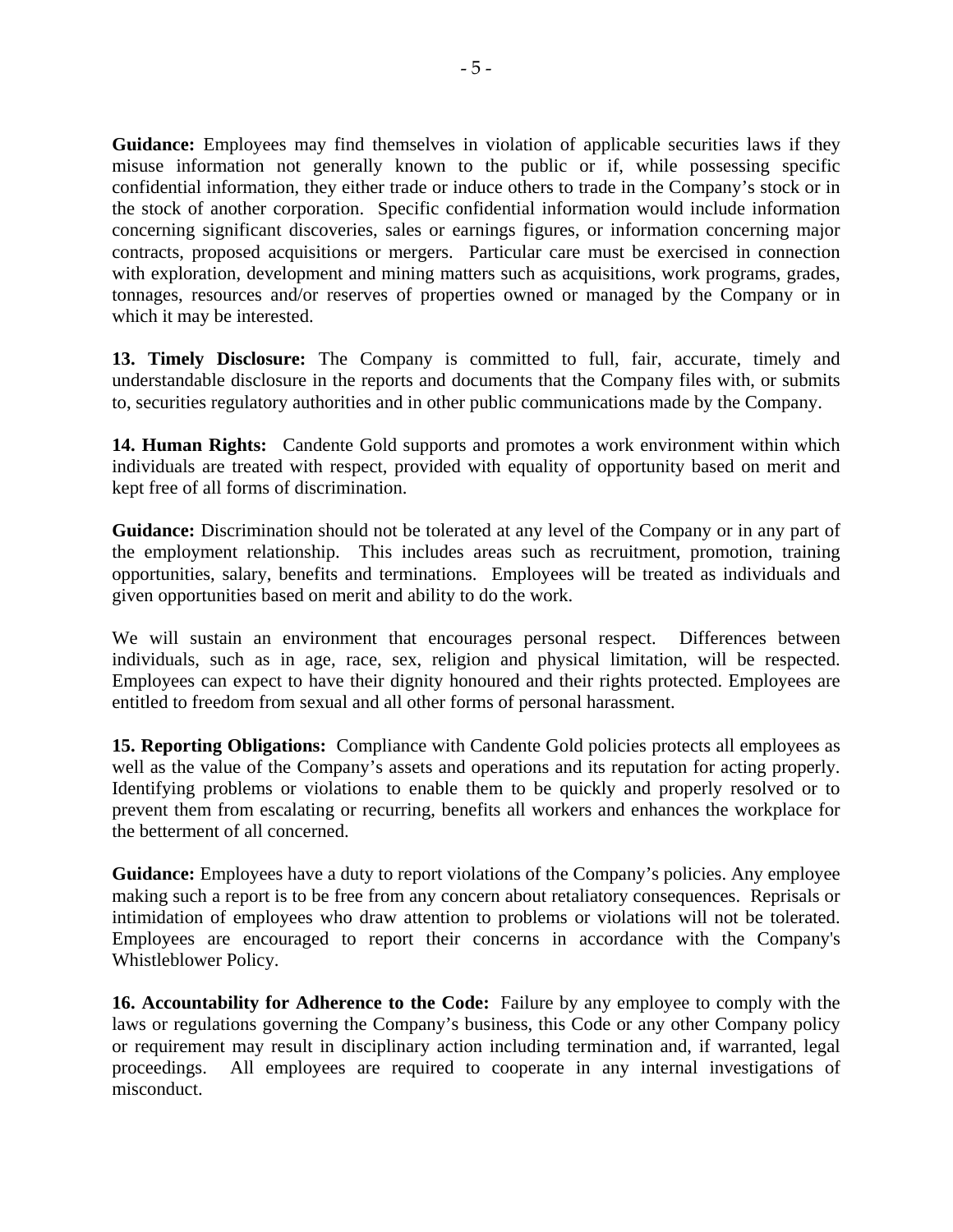**Guidance:** Employees may find themselves in violation of applicable securities laws if they misuse information not generally known to the public or if, while possessing specific confidential information, they either trade or induce others to trade in the Company's stock or in the stock of another corporation. Specific confidential information would include information concerning significant discoveries, sales or earnings figures, or information concerning major contracts, proposed acquisitions or mergers. Particular care must be exercised in connection with exploration, development and mining matters such as acquisitions, work programs, grades, tonnages, resources and/or reserves of properties owned or managed by the Company or in which it may be interested.

**13. Timely Disclosure:** The Company is committed to full, fair, accurate, timely and understandable disclosure in the reports and documents that the Company files with, or submits to, securities regulatory authorities and in other public communications made by the Company.

**14. Human Rights:** Candente Gold supports and promotes a work environment within which individuals are treated with respect, provided with equality of opportunity based on merit and kept free of all forms of discrimination.

**Guidance:** Discrimination should not be tolerated at any level of the Company or in any part of the employment relationship. This includes areas such as recruitment, promotion, training opportunities, salary, benefits and terminations. Employees will be treated as individuals and given opportunities based on merit and ability to do the work.

We will sustain an environment that encourages personal respect. Differences between individuals, such as in age, race, sex, religion and physical limitation, will be respected. Employees can expect to have their dignity honoured and their rights protected. Employees are entitled to freedom from sexual and all other forms of personal harassment.

**15. Reporting Obligations:** Compliance with Candente Gold policies protects all employees as well as the value of the Company's assets and operations and its reputation for acting properly. Identifying problems or violations to enable them to be quickly and properly resolved or to prevent them from escalating or recurring, benefits all workers and enhances the workplace for the betterment of all concerned.

**Guidance:** Employees have a duty to report violations of the Company's policies. Any employee making such a report is to be free from any concern about retaliatory consequences. Reprisals or intimidation of employees who draw attention to problems or violations will not be tolerated. Employees are encouraged to report their concerns in accordance with the Company's Whistleblower Policy.

**16. Accountability for Adherence to the Code:** Failure by any employee to comply with the laws or regulations governing the Company's business, this Code or any other Company policy or requirement may result in disciplinary action including termination and, if warranted, legal proceedings. All employees are required to cooperate in any internal investigations of misconduct.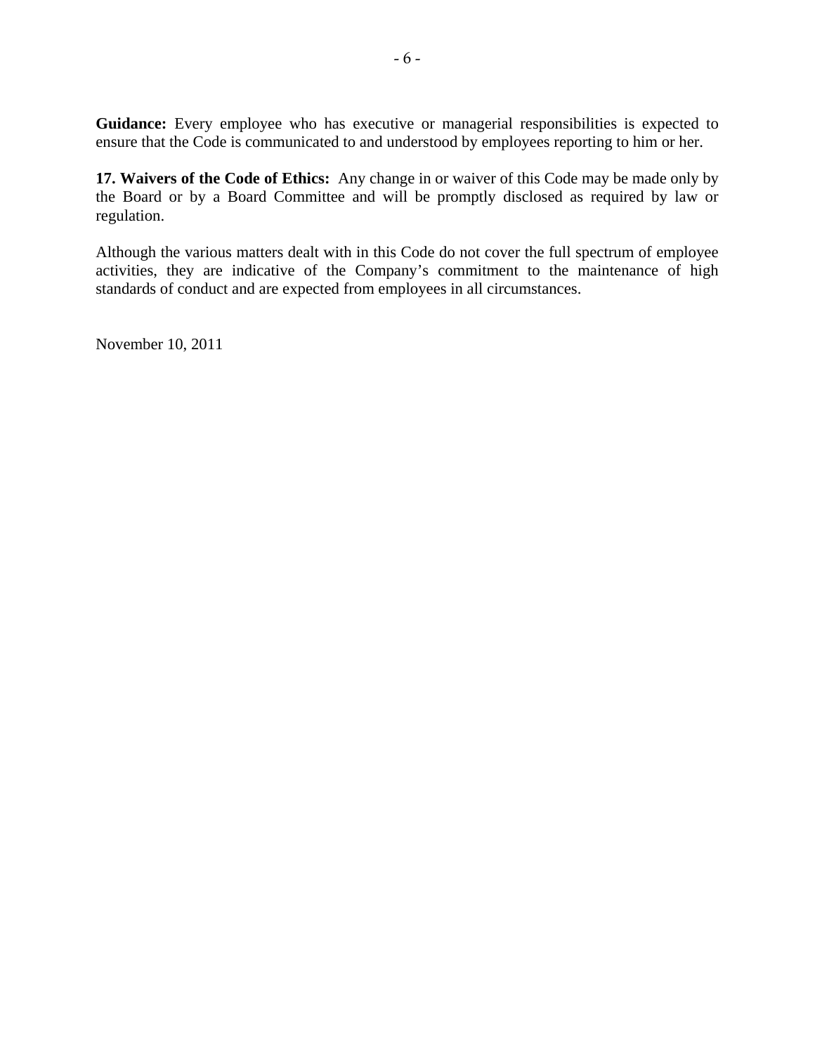**Guidance:** Every employee who has executive or managerial responsibilities is expected to ensure that the Code is communicated to and understood by employees reporting to him or her.

**17. Waivers of the Code of Ethics:** Any change in or waiver of this Code may be made only by the Board or by a Board Committee and will be promptly disclosed as required by law or regulation.

Although the various matters dealt with in this Code do not cover the full spectrum of employee activities, they are indicative of the Company's commitment to the maintenance of high standards of conduct and are expected from employees in all circumstances.

November 10, 2011